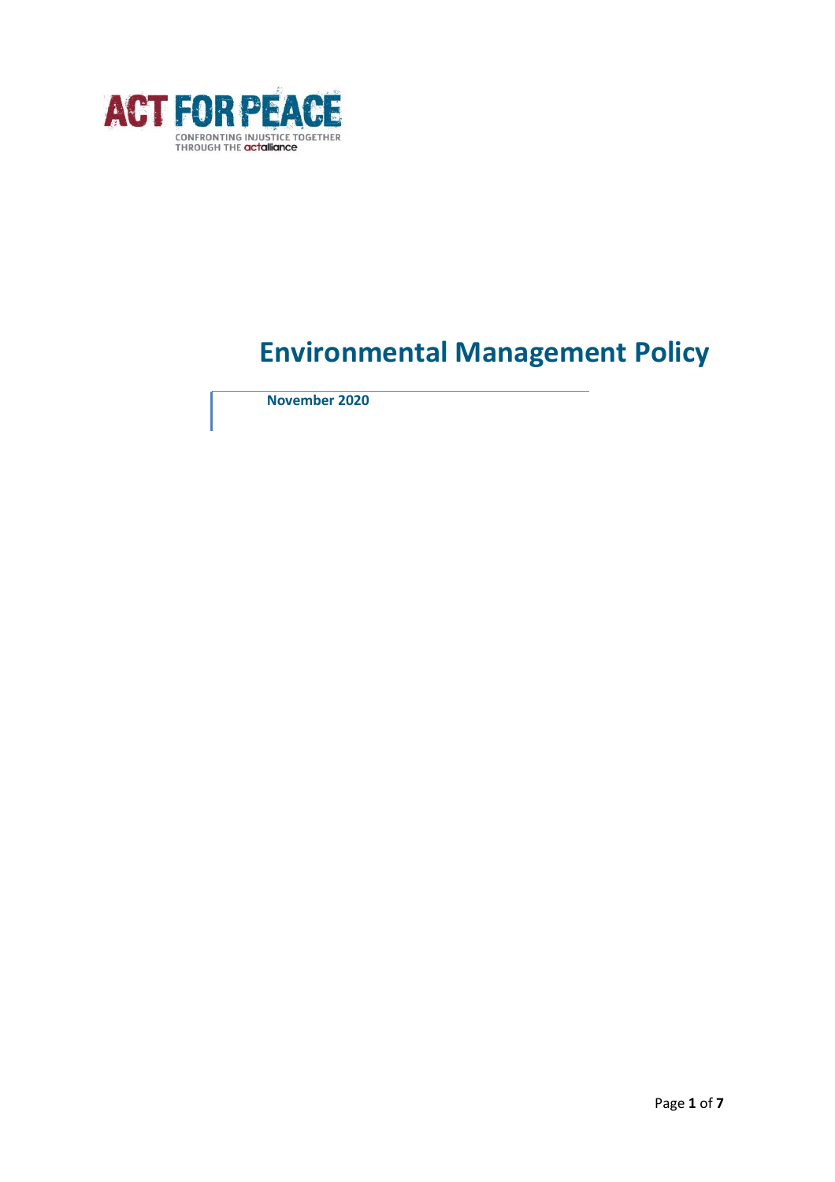ACT FOR PEACE

CONFRONTING INJUSTICE TOGETHER THROUGH THE actalliance

# Environmental Management Policy

**November 2020**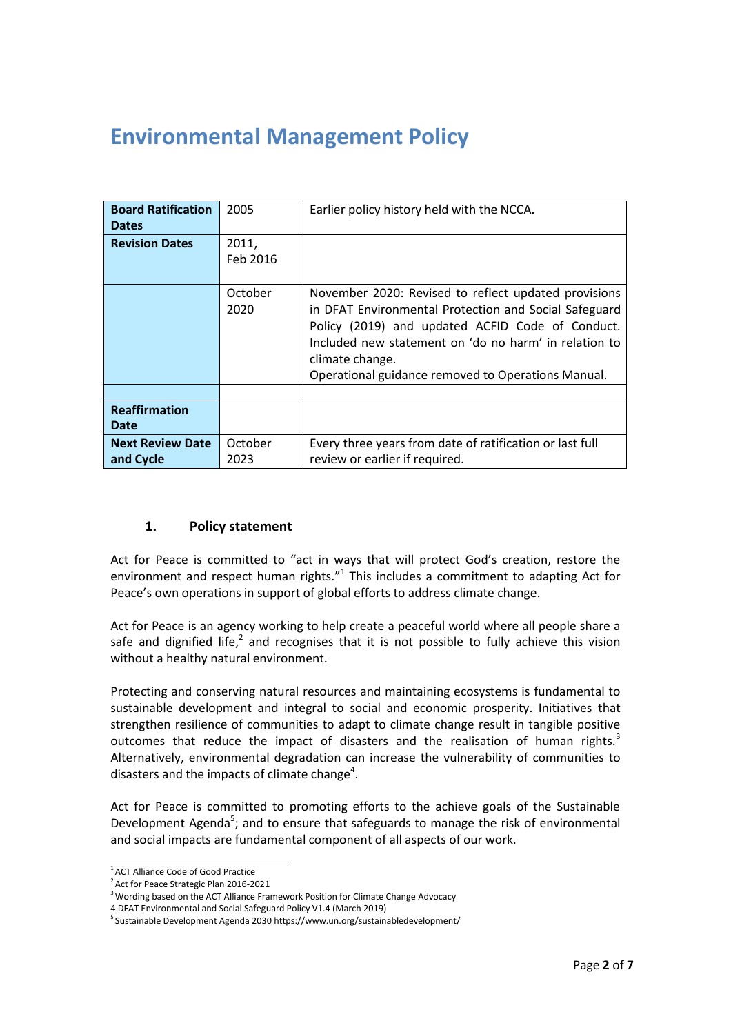# Environmental Management Policy

| Board Ratification Dates | 2005 | Earlier policy history held with the NCCA. |
|---|---|---|
| Revision Dates | 2011, Feb 2016 | |
| | October 2020 | November 2020: Revised to reflect updated provisions in DFAT Environmental Protection and Social Safeguard Policy (2019) and updated ACFID Code of Conduct. Included new statement on 'do no harm' in relation to climate change. Operational guidance removed to Operations Manual. |
| | | |
| Reaffirmation Date | | |
| Next Review Date and Cycle | October 2023 | Every three years from date of ratification or last full review or earlier if required. |

## 1. Policy statement

Act for Peace is committed to "act in ways that will protect God's creation, restore the environment and respect human rights."[1] This includes a commitment to adapting Act for Peace's own operations in support of global efforts to address climate change.

Act for Peace is an agency working to help create a peaceful world where all people share a safe and dignified life,[2] and recognises that it is not possible to fully achieve this vision without a healthy natural environment.

Protecting and conserving natural resources and maintaining ecosystems is fundamental to sustainable development and integral to social and economic prosperity. Initiatives that strengthen resilience of communities to adapt to climate change result in tangible positive outcomes that reduce the impact of disasters and the realisation of human rights.[3] Alternatively, environmental degradation can increase the vulnerability of communities to disasters and the impacts of climate change[4].

Act for Peace is committed to promoting efforts to the achieve goals of the Sustainable Development Agenda[5]; and to ensure that safeguards to manage the risk of environmental and social impacts are fundamental component of all aspects of our work.

---

[1] ACT Alliance Code of Good Practice

[2] Act for Peace Strategic Plan 2016-2021

[3] Wording based on the ACT Alliance Framework Position for Climate Change Advocacy

4 DFAT Environmental and Social Safeguard Policy V1.4 (March 2019)

[5] Sustainable Development Agenda 2030 https://www.un.org/sustainabledevelopment/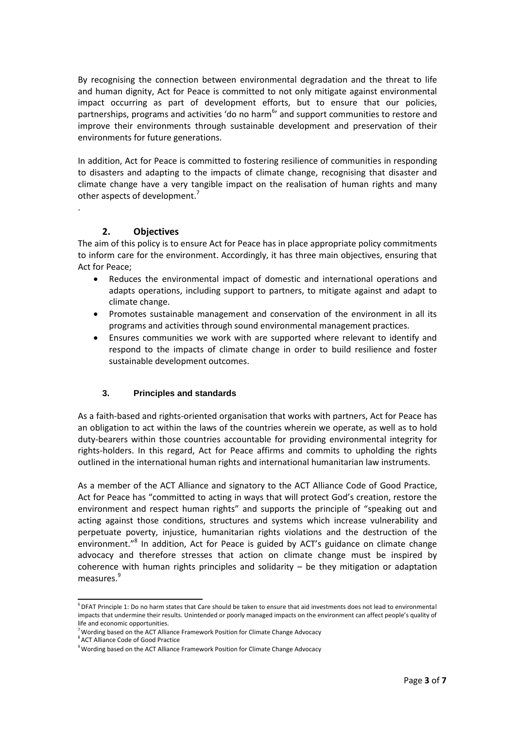By recognising the connection between environmental degradation and the threat to life and human dignity, Act for Peace is committed to not only mitigate against environmental impact occurring as part of development efforts, but to ensure that our policies, partnerships, programs and activities 'do no harm[6]' and support communities to restore and improve their environments through sustainable development and preservation of their environments for future generations.

In addition, Act for Peace is committed to fostering resilience of communities in responding to disasters and adapting to the impacts of climate change, recognising that disaster and climate change have a very tangible impact on the realisation of human rights and many other aspects of development.[7]

.

## 2. Objectives

The aim of this policy is to ensure Act for Peace has in place appropriate policy commitments to inform care for the environment. Accordingly, it has three main objectives, ensuring that Act for Peace;

- Reduces the environmental impact of domestic and international operations and adapts operations, including support to partners, to mitigate against and adapt to climate change.
- Promotes sustainable management and conservation of the environment in all its programs and activities through sound environmental management practices.
- Ensures communities we work with are supported where relevant to identify and respond to the impacts of climate change in order to build resilience and foster sustainable development outcomes.

## 3. Principles and standards

As a faith-based and rights-oriented organisation that works with partners, Act for Peace has an obligation to act within the laws of the countries wherein we operate, as well as to hold duty-bearers within those countries accountable for providing environmental integrity for rights-holders. In this regard, Act for Peace affirms and commits to upholding the rights outlined in the international human rights and international humanitarian law instruments.

As a member of the ACT Alliance and signatory to the ACT Alliance Code of Good Practice, Act for Peace has "committed to acting in ways that will protect God's creation, restore the environment and respect human rights" and supports the principle of "speaking out and acting against those conditions, structures and systems which increase vulnerability and perpetuate poverty, injustice, humanitarian rights violations and the destruction of the environment."[8] In addition, Act for Peace is guided by ACT's guidance on climate change advocacy and therefore stresses that action on climate change must be inspired by coherence with human rights principles and solidarity – be they mitigation or adaptation measures.[9]

---

[6] DFAT Principle 1: Do no harm states that Care should be taken to ensure that aid investments does not lead to environmental impacts that undermine their results. Unintended or poorly managed impacts on the environment can affect people's quality of life and economic opportunities.

[7] Wording based on the ACT Alliance Framework Position for Climate Change Advocacy

[8] ACT Alliance Code of Good Practice

[9] Wording based on the ACT Alliance Framework Position for Climate Change Advocacy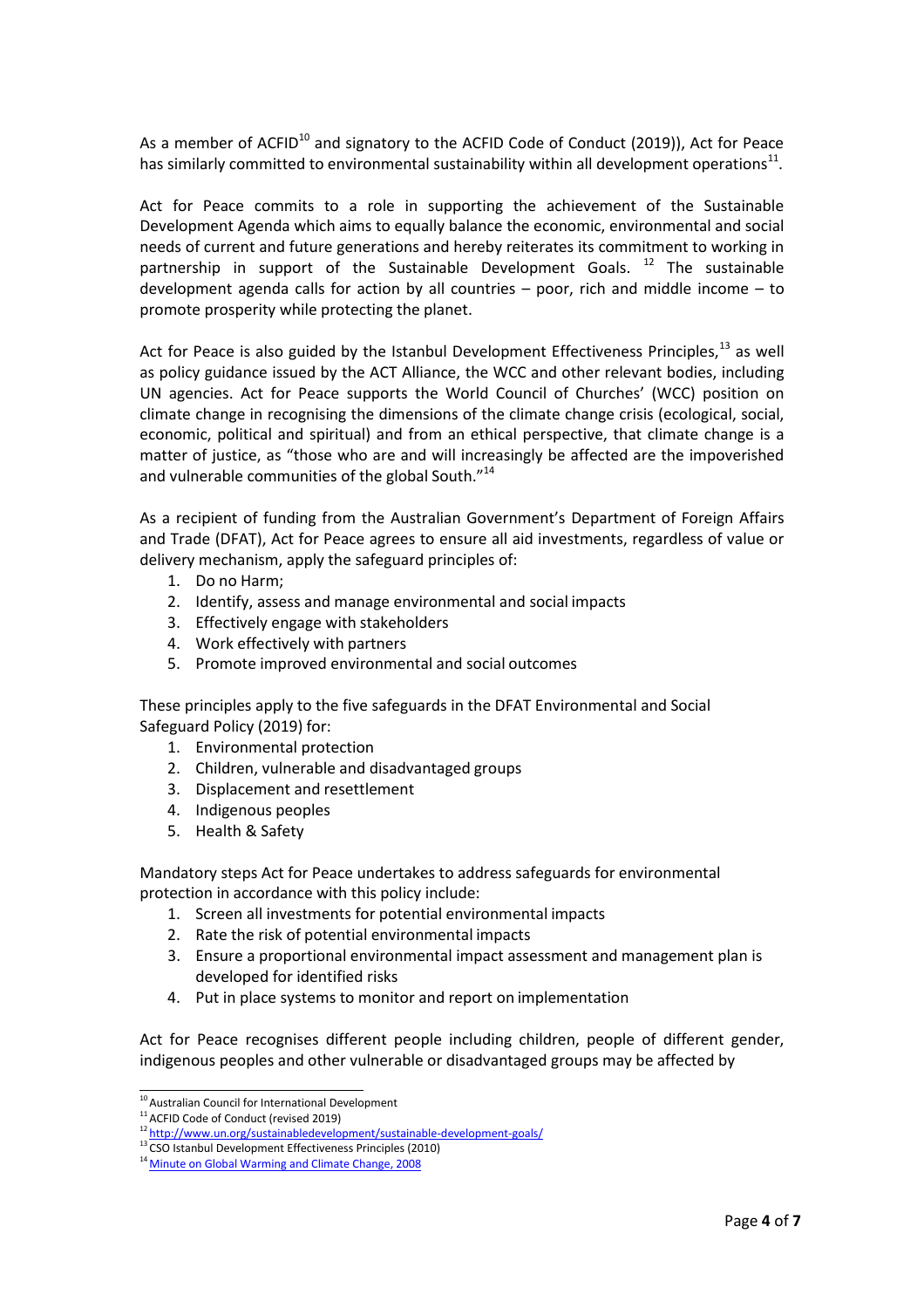As a member of ACFID[10] and signatory to the ACFID Code of Conduct (2019)), Act for Peace has similarly committed to environmental sustainability within all development operations[11].

Act for Peace commits to a role in supporting the achievement of the Sustainable Development Agenda which aims to equally balance the economic, environmental and social needs of current and future generations and hereby reiterates its commitment to working in partnership in support of the Sustainable Development Goals. [12] The sustainable development agenda calls for action by all countries – poor, rich and middle income – to promote prosperity while protecting the planet.

Act for Peace is also guided by the Istanbul Development Effectiveness Principles,[13] as well as policy guidance issued by the ACT Alliance, the WCC and other relevant bodies, including UN agencies. Act for Peace supports the World Council of Churches' (WCC) position on climate change in recognising the dimensions of the climate change crisis (ecological, social, economic, political and spiritual) and from an ethical perspective, that climate change is a matter of justice, as "those who are and will increasingly be affected are the impoverished and vulnerable communities of the global South."[14]

As a recipient of funding from the Australian Government's Department of Foreign Affairs and Trade (DFAT), Act for Peace agrees to ensure all aid investments, regardless of value or delivery mechanism, apply the safeguard principles of:

1. Do no Harm;
2. Identify, assess and manage environmental and social impacts
3. Effectively engage with stakeholders
4. Work effectively with partners
5. Promote improved environmental and social outcomes

These principles apply to the five safeguards in the DFAT Environmental and Social Safeguard Policy (2019) for:

1. Environmental protection
2. Children, vulnerable and disadvantaged groups
3. Displacement and resettlement
4. Indigenous peoples
5. Health & Safety

Mandatory steps Act for Peace undertakes to address safeguards for environmental protection in accordance with this policy include:

1. Screen all investments for potential environmental impacts
2. Rate the risk of potential environmental impacts
3. Ensure a proportional environmental impact assessment and management plan is developed for identified risks
4. Put in place systems to monitor and report on implementation

Act for Peace recognises different people including children, people of different gender, indigenous peoples and other vulnerable or disadvantaged groups may be affected by

---

[10] Australian Council for International Development

[11] ACFID Code of Conduct (revised 2019)

[12] http://www.un.org/sustainabledevelopment/sustainable-development-goals/

[13] CSO Istanbul Development Effectiveness Principles (2010)

[14] Minute on Global Warming and Climate Change, 2008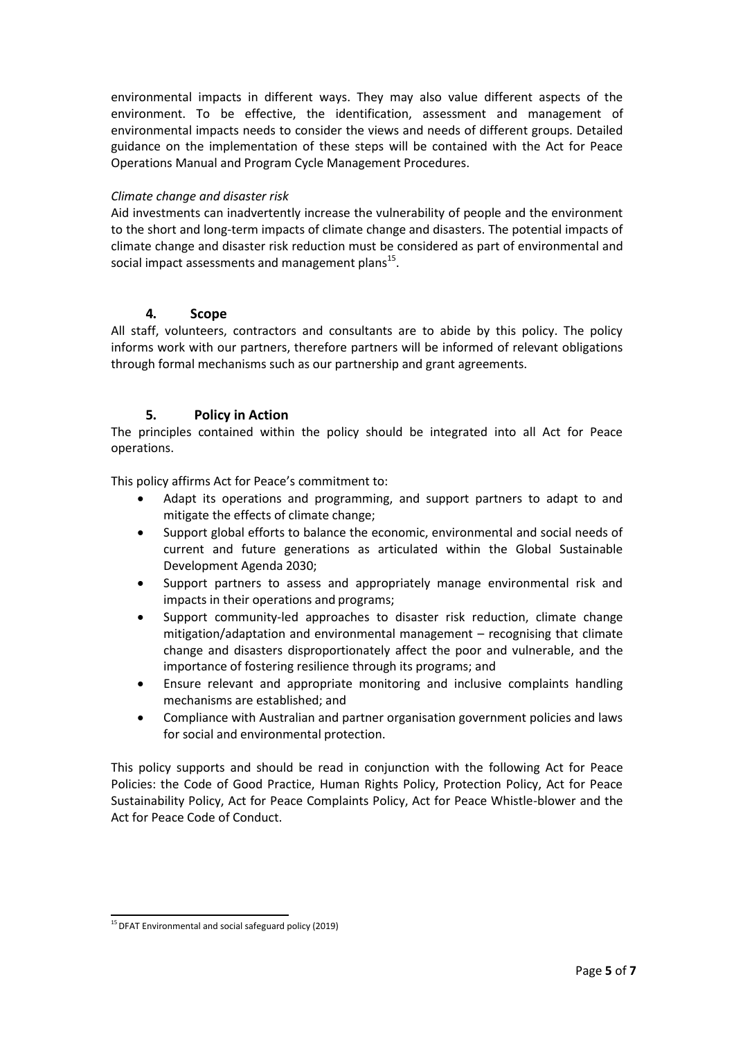environmental impacts in different ways. They may also value different aspects of the environment. To be effective, the identification, assessment and management of environmental impacts needs to consider the views and needs of different groups. Detailed guidance on the implementation of these steps will be contained with the Act for Peace Operations Manual and Program Cycle Management Procedures.

*Climate change and disaster risk*

Aid investments can inadvertently increase the vulnerability of people and the environment to the short and long-term impacts of climate change and disasters. The potential impacts of climate change and disaster risk reduction must be considered as part of environmental and social impact assessments and management plans[15].

## 4. Scope

All staff, volunteers, contractors and consultants are to abide by this policy. The policy informs work with our partners, therefore partners will be informed of relevant obligations through formal mechanisms such as our partnership and grant agreements.

## 5. Policy in Action

The principles contained within the policy should be integrated into all Act for Peace operations.

This policy affirms Act for Peace's commitment to:

- Adapt its operations and programming, and support partners to adapt to and mitigate the effects of climate change;
- Support global efforts to balance the economic, environmental and social needs of current and future generations as articulated within the Global Sustainable Development Agenda 2030;
- Support partners to assess and appropriately manage environmental risk and impacts in their operations and programs;
- Support community-led approaches to disaster risk reduction, climate change mitigation/adaptation and environmental management – recognising that climate change and disasters disproportionately affect the poor and vulnerable, and the importance of fostering resilience through its programs; and
- Ensure relevant and appropriate monitoring and inclusive complaints handling mechanisms are established; and
- Compliance with Australian and partner organisation government policies and laws for social and environmental protection.

This policy supports and should be read in conjunction with the following Act for Peace Policies: the Code of Good Practice, Human Rights Policy, Protection Policy, Act for Peace Sustainability Policy, Act for Peace Complaints Policy, Act for Peace Whistle-blower and the Act for Peace Code of Conduct.

---

[15] DFAT Environmental and social safeguard policy (2019)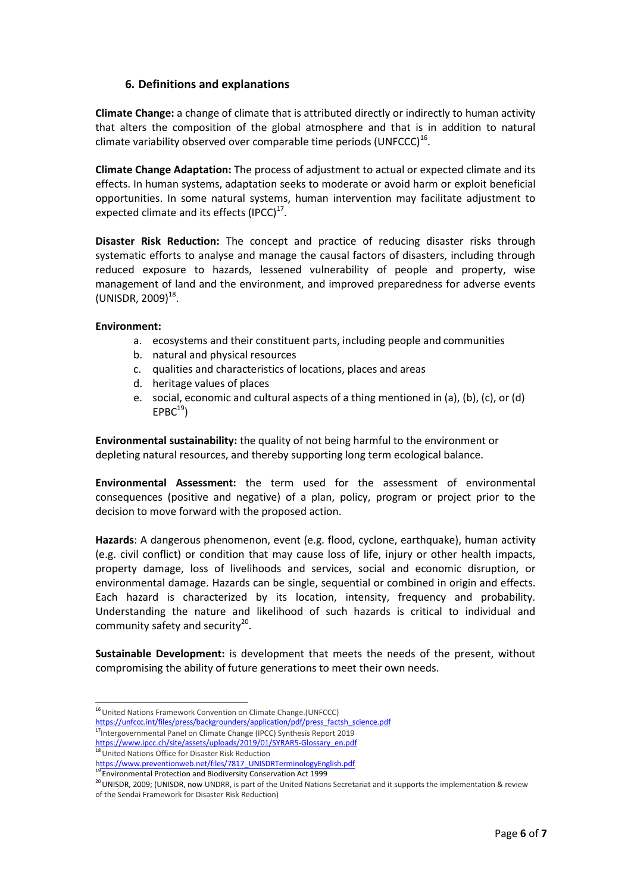## 6. Definitions and explanations

**Climate Change:** a change of climate that is attributed directly or indirectly to human activity that alters the composition of the global atmosphere and that is in addition to natural climate variability observed over comparable time periods (UNFCCC)[16].

**Climate Change Adaptation:** The process of adjustment to actual or expected climate and its effects. In human systems, adaptation seeks to moderate or avoid harm or exploit beneficial opportunities. In some natural systems, human intervention may facilitate adjustment to expected climate and its effects (IPCC)[17].

**Disaster Risk Reduction:** The concept and practice of reducing disaster risks through systematic efforts to analyse and manage the causal factors of disasters, including through reduced exposure to hazards, lessened vulnerability of people and property, wise management of land and the environment, and improved preparedness for adverse events (UNISDR, 2009)[18].

**Environment:**

a. ecosystems and their constituent parts, including people and communities
b. natural and physical resources
c. qualities and characteristics of locations, places and areas
d. heritage values of places
e. social, economic and cultural aspects of a thing mentioned in (a), (b), (c), or (d) EPBC[19])

**Environmental sustainability:** the quality of not being harmful to the environment or depleting natural resources, and thereby supporting long term ecological balance.

**Environmental Assessment:** the term used for the assessment of environmental consequences (positive and negative) of a plan, policy, program or project prior to the decision to move forward with the proposed action.

**Hazards**: A dangerous phenomenon, event (e.g. flood, cyclone, earthquake), human activity (e.g. civil conflict) or condition that may cause loss of life, injury or other health impacts, property damage, loss of livelihoods and services, social and economic disruption, or environmental damage. Hazards can be single, sequential or combined in origin and effects. Each hazard is characterized by its location, intensity, frequency and probability. Understanding the nature and likelihood of such hazards is critical to individual and community safety and security[20].

**Sustainable Development:** is development that meets the needs of the present, without compromising the ability of future generations to meet their own needs.

---

[16] United Nations Framework Convention on Climate Change.(UNFCCC) https://unfccc.int/files/press/backgrounders/application/pdf/press_factsh_science.pdf

[17] Intergovernmental Panel on Climate Change (IPCC) Synthesis Report 2019 https://www.ipcc.ch/site/assets/uploads/2019/01/SYRAR5-Glossary_en.pdf

[18] United Nations Office for Disaster Risk Reduction https://www.preventionweb.net/files/7817_UNISDRTerminologyEnglish.pdf

[19] Environmental Protection and Biodiversity Conservation Act 1999

[20] UNISDR, 2009; (UNISDR, now UNDRR, is part of the United Nations Secretariat and it supports the implementation & review of the Sendai Framework for Disaster Risk Reduction)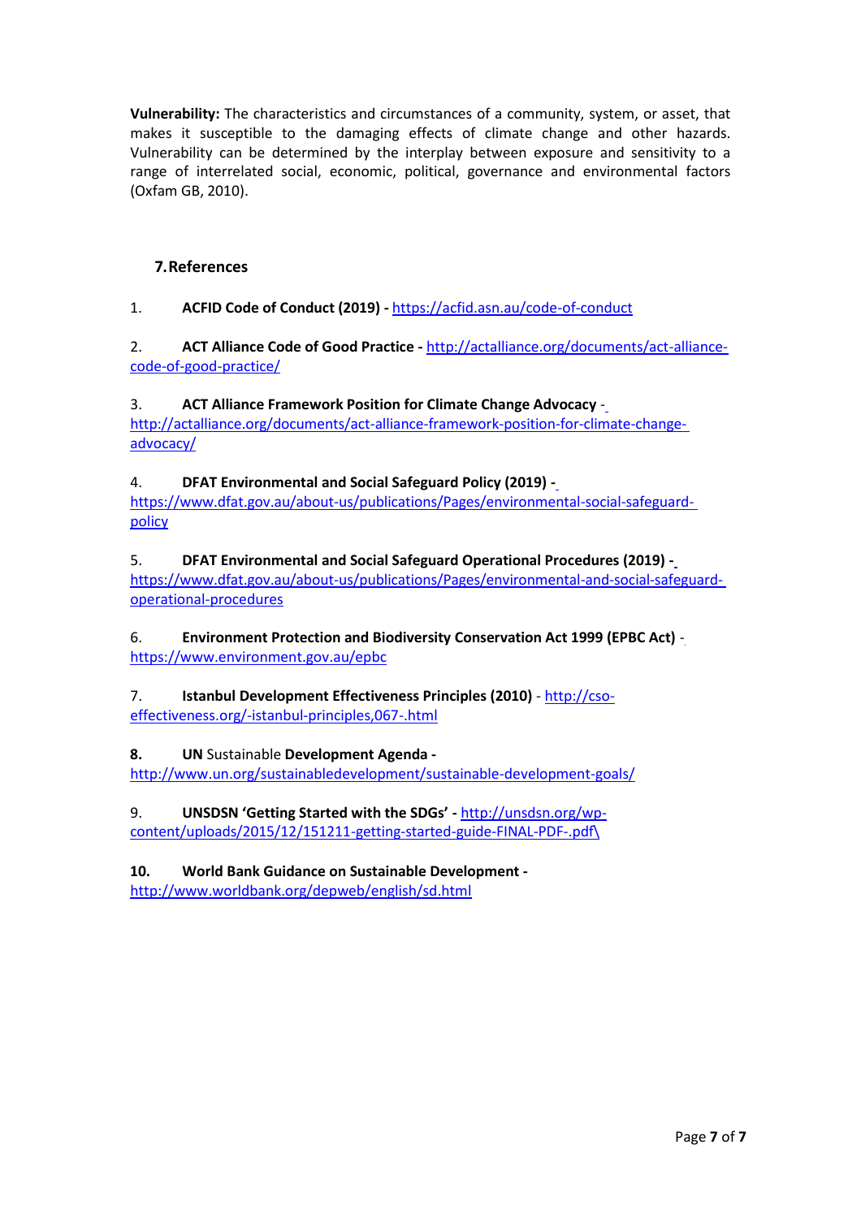**Vulnerability:** The characteristics and circumstances of a community, system, or asset, that makes it susceptible to the damaging effects of climate change and other hazards. Vulnerability can be determined by the interplay between exposure and sensitivity to a range of interrelated social, economic, political, governance and environmental factors (Oxfam GB, 2010).

## 7. References

1. **ACFID Code of Conduct (2019) -** https://acfid.asn.au/code-of-conduct

2. **ACT Alliance Code of Good Practice -** http://actalliance.org/documents/act-alliance-code-of-good-practice/

3. **ACT Alliance Framework Position for Climate Change Advocacy** - http://actalliance.org/documents/act-alliance-framework-position-for-climate-change-advocacy/

4. **DFAT Environmental and Social Safeguard Policy (2019) -** https://www.dfat.gov.au/about-us/publications/Pages/environmental-social-safeguard-policy

5. **DFAT Environmental and Social Safeguard Operational Procedures (2019) -** https://www.dfat.gov.au/about-us/publications/Pages/environmental-and-social-safeguard-operational-procedures

6. **Environment Protection and Biodiversity Conservation Act 1999 (EPBC Act)** - https://www.environment.gov.au/epbc

7. **Istanbul Development Effectiveness Principles (2010)** - http://cso-effectiveness.org/-istanbul-principles,067-.html

8. **UN** Sustainable **Development Agenda -** http://www.un.org/sustainabledevelopment/sustainable-development-goals/

9. **UNSDSN 'Getting Started with the SDGs' -** http://unsdsn.org/wp-content/uploads/2015/12/151211-getting-started-guide-FINAL-PDF-.pdf\

10. **World Bank Guidance on Sustainable Development -** http://www.worldbank.org/depweb/english/sd.html